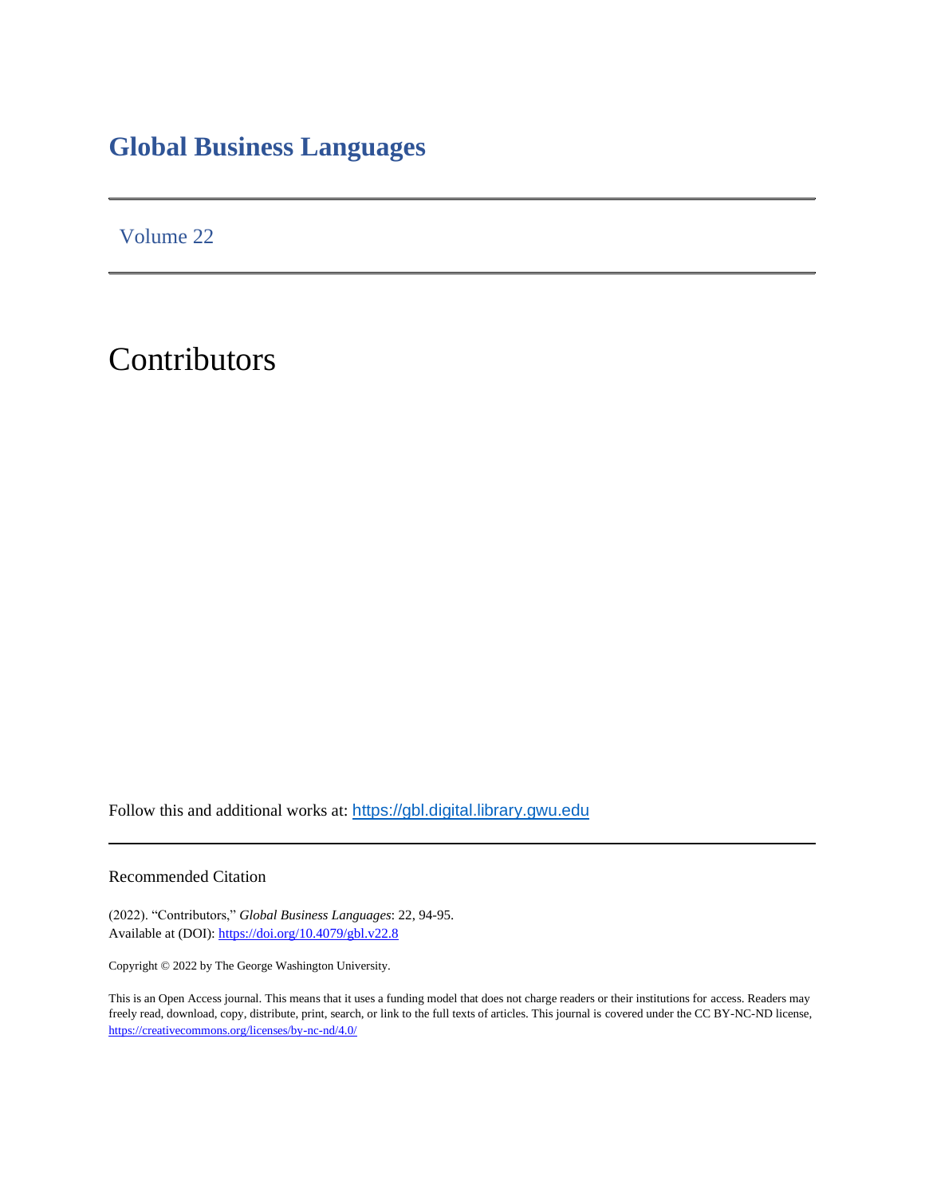# Global Business Languages

Volume 22

# Contributors

Follow this and additional works at: https://gbl.digital.library.gwu.edu

## Recommended Citation

(2022). "Contributors," *Global Business Languages*: 22, 94-95.
Available at (DOI): https://doi.org/10.4079/gbl.v22.8

Copyright © 2022 by The George Washington University.

This is an Open Access journal. This means that it uses a funding model that does not charge readers or their institutions for access. Readers may freely read, download, copy, distribute, print, search, or link to the full texts of articles. This journal is covered under the CC BY-NC-ND license, https://creativecommons.org/licenses/by-nc-nd/4.0/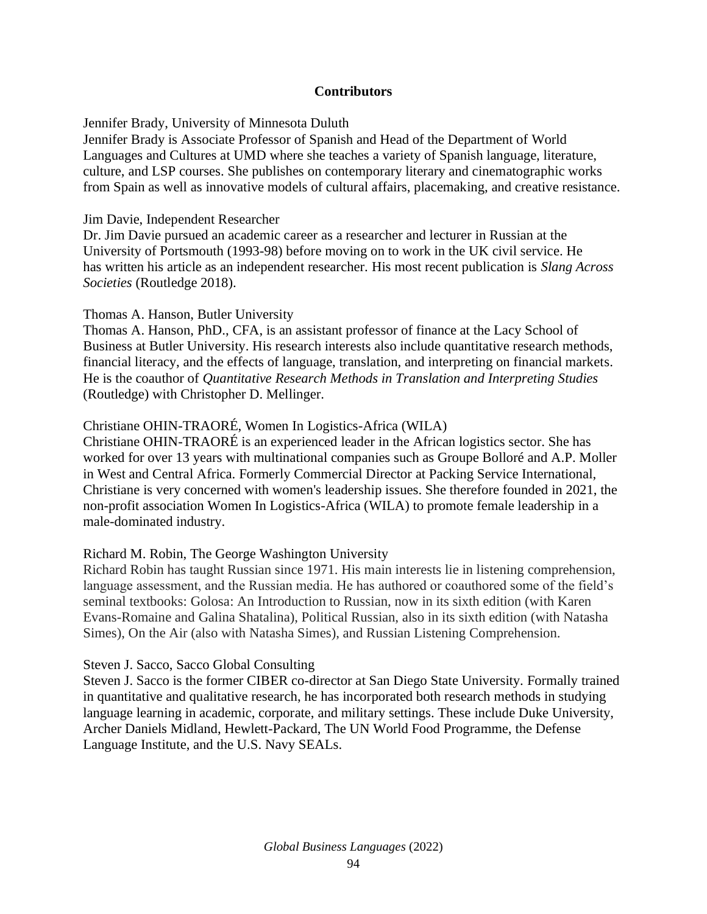## Contributors

Jennifer Brady, University of Minnesota Duluth
Jennifer Brady is Associate Professor of Spanish and Head of the Department of World Languages and Cultures at UMD where she teaches a variety of Spanish language, literature, culture, and LSP courses. She publishes on contemporary literary and cinematographic works from Spain as well as innovative models of cultural affairs, placemaking, and creative resistance.

Jim Davie, Independent Researcher
Dr. Jim Davie pursued an academic career as a researcher and lecturer in Russian at the University of Portsmouth (1993-98) before moving on to work in the UK civil service. He has written his article as an independent researcher. His most recent publication is *Slang Across Societies* (Routledge 2018).

Thomas A. Hanson, Butler University
Thomas A. Hanson, PhD., CFA, is an assistant professor of finance at the Lacy School of Business at Butler University. His research interests also include quantitative research methods, financial literacy, and the effects of language, translation, and interpreting on financial markets. He is the coauthor of *Quantitative Research Methods in Translation and Interpreting Studies* (Routledge) with Christopher D. Mellinger.

Christiane OHIN-TRAORÉ, Women In Logistics-Africa (WILA)
Christiane OHIN-TRAORÉ is an experienced leader in the African logistics sector. She has worked for over 13 years with multinational companies such as Groupe Bolloré and A.P. Moller in West and Central Africa. Formerly Commercial Director at Packing Service International, Christiane is very concerned with women's leadership issues. She therefore founded in 2021, the non-profit association Women In Logistics-Africa (WILA) to promote female leadership in a male-dominated industry.

Richard M. Robin, The George Washington University
Richard Robin has taught Russian since 1971. His main interests lie in listening comprehension, language assessment, and the Russian media. He has authored or coauthored some of the field's seminal textbooks: Golosa: An Introduction to Russian, now in its sixth edition (with Karen Evans-Romaine and Galina Shatalina), Political Russian, also in its sixth edition (with Natasha Simes), On the Air (also with Natasha Simes), and Russian Listening Comprehension.

Steven J. Sacco, Sacco Global Consulting
Steven J. Sacco is the former CIBER co-director at San Diego State University. Formally trained in quantitative and qualitative research, he has incorporated both research methods in studying language learning in academic, corporate, and military settings. These include Duke University, Archer Daniels Midland, Hewlett-Packard, The UN World Food Programme, the Defense Language Institute, and the U.S. Navy SEALs.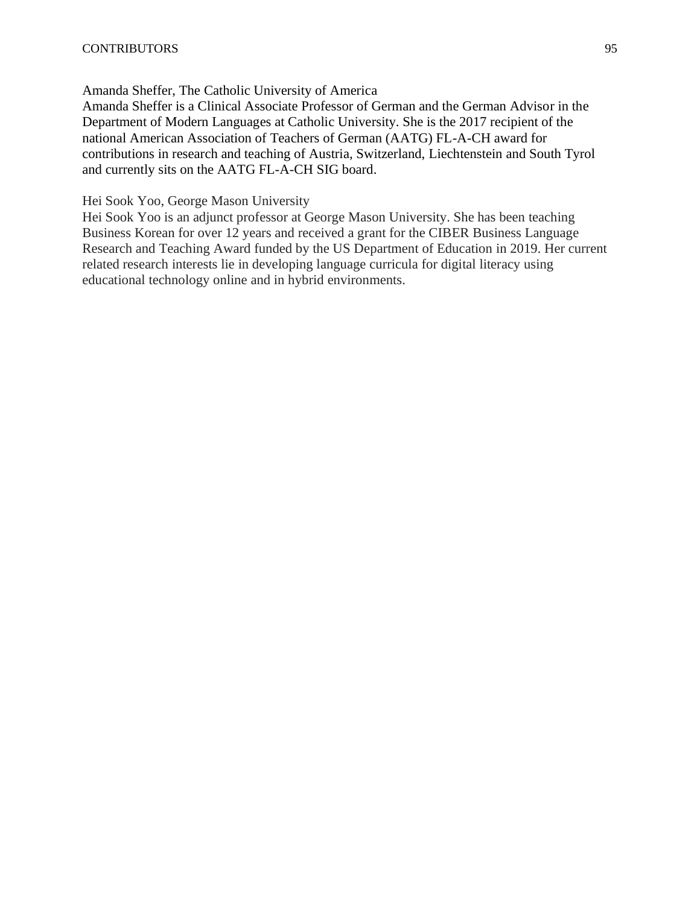Amanda Sheffer, The Catholic University of America
Amanda Sheffer is a Clinical Associate Professor of German and the German Advisor in the Department of Modern Languages at Catholic University. She is the 2017 recipient of the national American Association of Teachers of German (AATG) FL-A-CH award for contributions in research and teaching of Austria, Switzerland, Liechtenstein and South Tyrol and currently sits on the AATG FL-A-CH SIG board.

Hei Sook Yoo, George Mason University
Hei Sook Yoo is an adjunct professor at George Mason University. She has been teaching Business Korean for over 12 years and received a grant for the CIBER Business Language Research and Teaching Award funded by the US Department of Education in 2019. Her current related research interests lie in developing language curricula for digital literacy using educational technology online and in hybrid environments.